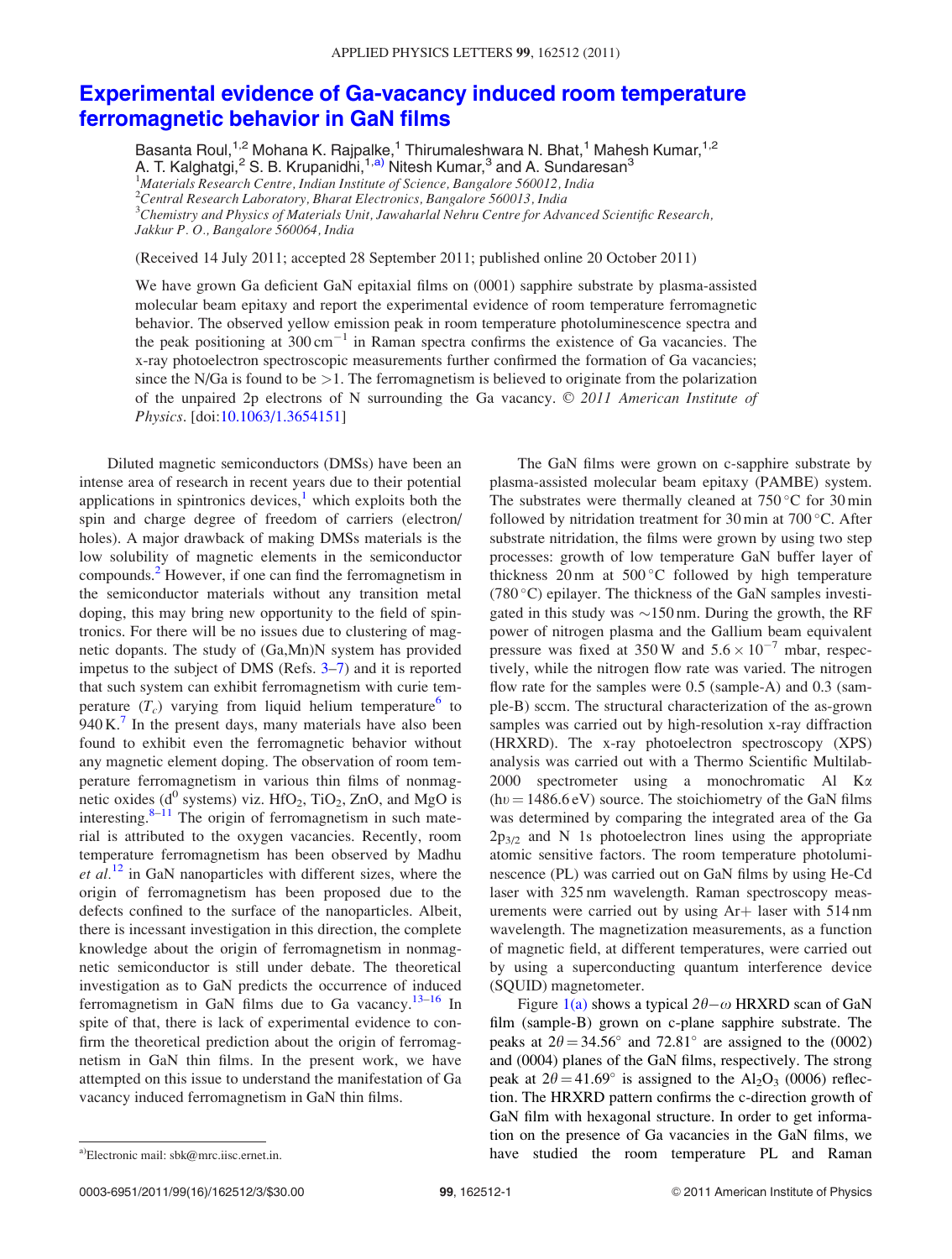# Experimental evidence of Ga-vacancy induced room temperature ferromagnetic behavior in GaN films

Basanta Roul,[1,2] Mohana K. Rajpalke,[1] Thirumaleshwara N. Bhat,[1] Mahesh Kumar,[1,2] A. T. Kalghatgi,[2] S. B. Krupanidhi,[1,a)] Nitesh Kumar,[3] and A. Sundaresan[3]

[1]*Materials Research Centre, Indian Institute of Science, Bangalore 560012, India*
[2]*Central Research Laboratory, Bharat Electronics, Bangalore 560013, India*
[3]*Chemistry and Physics of Materials Unit, Jawaharlal Nehru Centre for Advanced Scientific Research, Jakkur P. O., Bangalore 560064, India*

(Received 14 July 2011; accepted 28 September 2011; published online 20 October 2011)

We have grown Ga deficient GaN epitaxial films on (0001) sapphire substrate by plasma-assisted molecular beam epitaxy and report the experimental evidence of room temperature ferromagnetic behavior. The observed yellow emission peak in room temperature photoluminescence spectra and the peak positioning at 300 $cm^{-1}$ in Raman spectra confirms the existence of Ga vacancies. The x-ray photoelectron spectroscopic measurements further confirmed the formation of Ga vacancies; since the N/Ga is found to be >1. The ferromagnetism is believed to originate from the polarization of the unpaired 2p electrons of N surrounding the Ga vacancy. © *2011 American Institute of Physics*. [doi:10.1063/1.3654151]

Diluted magnetic semiconductors (DMSs) have been an intense area of research in recent years due to their potential applications in spintronics devices,[1] which exploits both the spin and charge degree of freedom of carriers (electron/holes). A major drawback of making DMSs materials is the low solubility of magnetic elements in the semiconductor compounds.[2] However, if one can find the ferromagnetism in the semiconductor materials without any transition metal doping, this may bring new opportunity to the field of spintronics. For there will be no issues due to clustering of magnetic dopants. The study of (Ga,Mn)N system has provided impetus to the subject of DMS (Refs. 3–7) and it is reported that such system can exhibit ferromagnetism with curie temperature ($T_c$) varying from liquid helium temperature[6] to 940 K.[7] In the present days, many materials have also been found to exhibit even the ferromagnetic behavior without any magnetic element doping. The observation of room temperature ferromagnetism in various thin films of nonmagnetic oxides ($d^0$ systems) viz. $HfO_2$, $TiO_2$, ZnO, and MgO is interesting.[8–11] The origin of ferromagnetism in such material is attributed to the oxygen vacancies. Recently, room temperature ferromagnetism has been observed by Madhu *et al.*[12] in GaN nanoparticles with different sizes, where the origin of ferromagnetism has been proposed due to the defects confined to the surface of the nanoparticles. Albeit, there is incessant investigation in this direction, the complete knowledge about the origin of ferromagnetism in nonmagnetic semiconductor is still under debate. The theoretical investigation as to GaN predicts the occurrence of induced ferromagnetism in GaN films due to Ga vacancy.[13–16] In spite of that, there is lack of experimental evidence to confirm the theoretical prediction about the origin of ferromagnetism in GaN thin films. In the present work, we have attempted on this issue to understand the manifestation of Ga vacancy induced ferromagnetism in GaN thin films.

The GaN films were grown on c-sapphire substrate by plasma-assisted molecular beam epitaxy (PAMBE) system. The substrates were thermally cleaned at 750 °C for 30 min followed by nitridation treatment for 30 min at 700 °C. After substrate nitridation, the films were grown by using two step processes: growth of low temperature GaN buffer layer of thickness 20 nm at 500 °C followed by high temperature (780 °C) epilayer. The thickness of the GaN samples investigated in this study was ~150 nm. During the growth, the RF power of nitrogen plasma and the Gallium beam equivalent pressure was fixed at 350 W and $5.6 \times 10^{-7}$ mbar, respectively, while the nitrogen flow rate was varied. The nitrogen flow rate for the samples were 0.5 (sample-A) and 0.3 (sample-B) sccm. The structural characterization of the as-grown samples was carried out by high-resolution x-ray diffraction (HRXRD). The x-ray photoelectron spectroscopy (XPS) analysis was carried out with a Thermo Scientific Multilab-2000 spectrometer using a monochromatic Al K$\alpha$ ($h\upsilon = 1486.6$ eV) source. The stoichiometry of the GaN films was determined by comparing the integrated area of the Ga $2p_{3/2}$ and N 1s photoelectron lines using the appropriate atomic sensitive factors. The room temperature photoluminescence (PL) was carried out on GaN films by using He-Cd laser with 325 nm wavelength. Raman spectroscopy measurements were carried out by using Ar+ laser with 514 nm wavelength. The magnetization measurements, as a function of magnetic field, at different temperatures, were carried out by using a superconducting quantum interference device (SQUID) magnetometer.

Figure 1(a) shows a typical $2\theta-\omega$ HRXRD scan of GaN film (sample-B) grown on c-plane sapphire substrate. The peaks at $2\theta = 34.56°$ and 72.81° are assigned to the (0002) and (0004) planes of the GaN films, respectively. The strong peak at $2\theta = 41.69°$ is assigned to the $Al_2O_3$ (0006) reflection. The HRXRD pattern confirms the c-direction growth of GaN film with hexagonal structure. In order to get information on the presence of Ga vacancies in the GaN films, we have studied the room temperature PL and Raman

a)Electronic mail: sbk@mrc.iisc.ernet.in.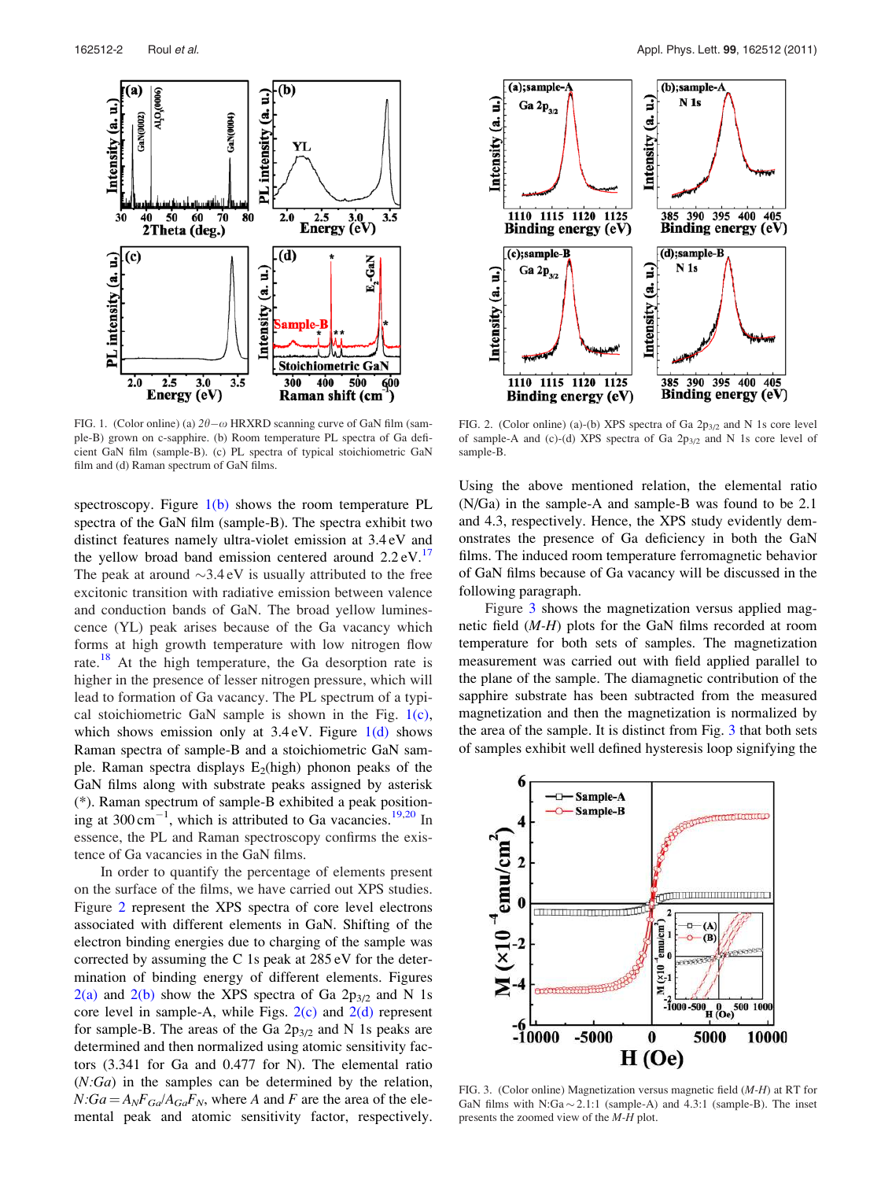FIG. 1. (Color online) (a) $2\theta-\omega$ HRXRD scanning curve of GaN film (sample-B) grown on c-sapphire. (b) Room temperature PL spectra of Ga deficient GaN film (sample-B). (c) PL spectra of typical stoichiometric GaN film and (d) Raman spectrum of GaN films.

FIG. 2. (Color online) (a)-(b) XPS spectra of Ga $2p_{3/2}$ and N 1s core level of sample-A and (c)-(d) XPS spectra of Ga $2p_{3/2}$ and N 1s core level of sample-B.

spectroscopy. Figure 1(b) shows the room temperature PL spectra of the GaN film (sample-B). The spectra exhibit two distinct features namely ultra-violet emission at 3.4 eV and the yellow broad band emission centered around 2.2 eV.[17] The peak at around ~3.4 eV is usually attributed to the free excitonic transition with radiative emission between valence and conduction bands of GaN. The broad yellow luminescence (YL) peak arises because of the Ga vacancy which forms at high growth temperature with low nitrogen flow rate.[18] At the high temperature, the Ga desorption rate is higher in the presence of lesser nitrogen pressure, which will lead to formation of Ga vacancy. The PL spectrum of a typical stoichiometric GaN sample is shown in the Fig. 1(c), which shows emission only at 3.4 eV. Figure 1(d) shows Raman spectra of sample-B and a stoichiometric GaN sample. Raman spectra displays $E_2$(high) phonon peaks of the GaN films along with substrate peaks assigned by asterisk (*). Raman spectrum of sample-B exhibited a peak positioning at 300 cm$^{-1}$, which is attributed to Ga vacancies.[19,20] In essence, the PL and Raman spectroscopy confirms the existence of Ga vacancies in the GaN films.

In order to quantify the percentage of elements present on the surface of the films, we have carried out XPS studies. Figure 2 represent the XPS spectra of core level electrons associated with different elements in GaN. Shifting of the electron binding energies due to charging of the sample was corrected by assuming the C 1s peak at 285 eV for the determination of binding energy of different elements. Figures 2(a) and 2(b) show the XPS spectra of Ga $2p_{3/2}$ and N 1s core level in sample-A, while Figs. 2(c) and 2(d) represent for sample-B. The areas of the Ga $2p_{3/2}$ and N 1s peaks are determined and then normalized using atomic sensitivity factors (3.341 for Ga and 0.477 for N). The elemental ratio (*N:Ga*) in the samples can be determined by the relation, $N{:}Ga = A_N F_{Ga}/A_{Ga} F_N$, where $A$ and $F$ are the area of the elemental peak and atomic sensitivity factor, respectively. Using the above mentioned relation, the elemental ratio (N/Ga) in the sample-A and sample-B was found to be 2.1 and 4.3, respectively. Hence, the XPS study evidently demonstrates the presence of Ga deficiency in both the GaN films. The induced room temperature ferromagnetic behavior of GaN films because of Ga vacancy will be discussed in the following paragraph.

Figure 3 shows the magnetization versus applied magnetic field (*M-H*) plots for the GaN films recorded at room temperature for both sets of samples. The magnetization measurement was carried out with field applied parallel to the plane of the sample. The diamagnetic contribution of the sapphire substrate has been subtracted from the measured magnetization and then the magnetization is normalized by the area of the sample. It is distinct from Fig. 3 that both sets of samples exhibit well defined hysteresis loop signifying the

FIG. 3. (Color online) Magnetization versus magnetic field (*M-H*) at RT for GaN films with N:Ga ~ 2.1:1 (sample-A) and 4.3:1 (sample-B). The inset presents the zoomed view of the *M-H* plot.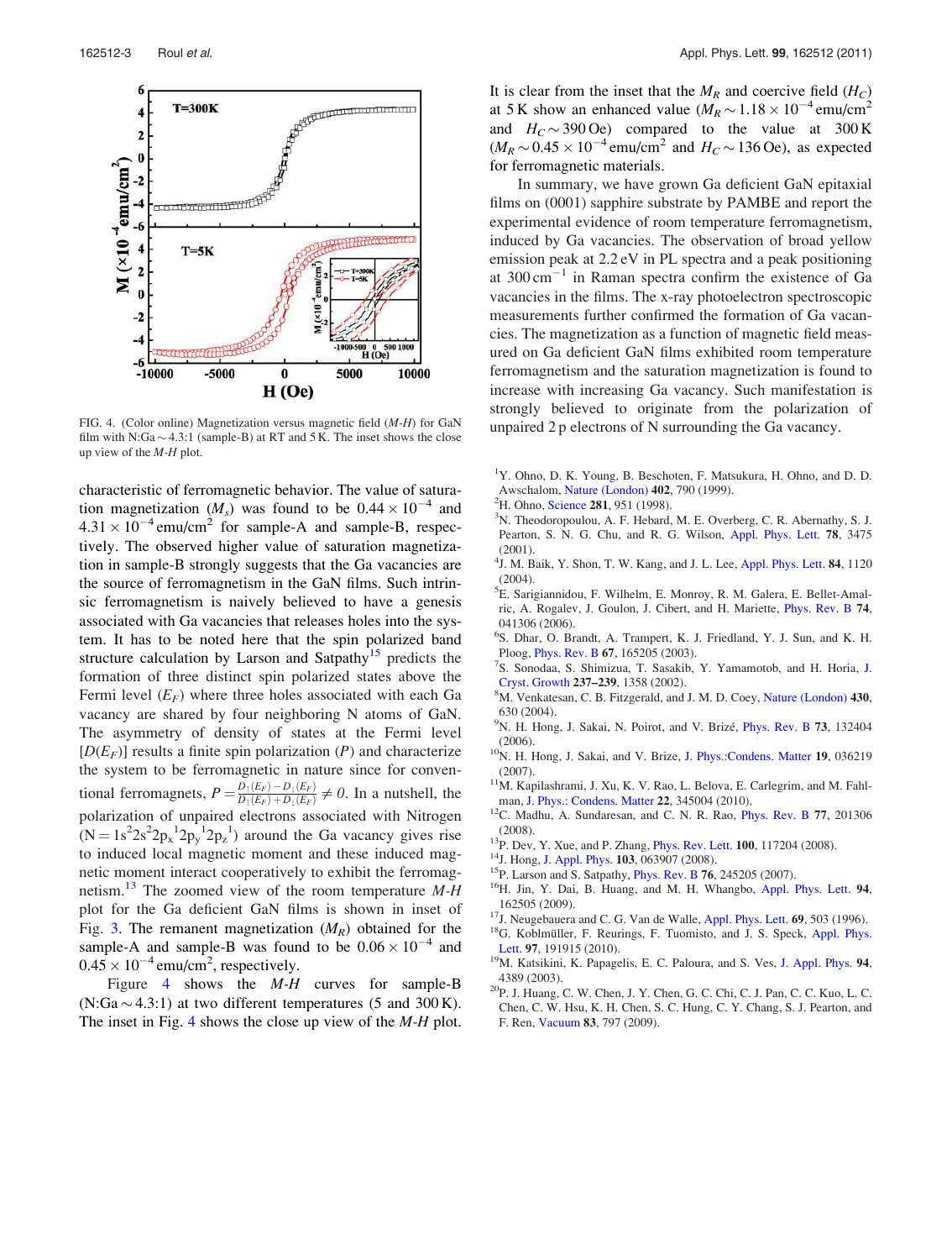T=300K

T=5K

M ($\times10^{-4}$ emu/cm$^2$)

H (Oe)

-10000 -5000 0 5000 10000

T=300K
T=5K

M ($\times10^{-4}$ emu/cm$^2$)

H (Oe)

-1000 -500 0 500 1000

FIG. 4. (Color online) Magnetization versus magnetic field ($M$-$H$) for GaN film with N:Ga $\sim$ 4.3:1 (sample-B) at RT and 5 K. The inset shows the close up view of the $M$-$H$ plot.

characteristic of ferromagnetic behavior. The value of saturation magnetization ($M_s$) was found to be $0.44 \times 10^{-4}$ and $4.31 \times 10^{-4}$ emu/cm$^2$ for sample-A and sample-B, respectively. The observed higher value of saturation magnetization in sample-B strongly suggests that the Ga vacancies are the source of ferromagnetism in the GaN films. Such intrinsic ferromagnetism is naively believed to have a genesis associated with Ga vacancies that releases holes into the system. It has to be noted here that the spin polarized band structure calculation by Larson and Satpathy[15] predicts the formation of three distinct spin polarized states above the Fermi level ($E_F$) where three holes associated with each Ga vacancy are shared by four neighboring N atoms of GaN. The asymmetry of density of states at the Fermi level [$D(E_F)$] results a finite spin polarization ($P$) and characterize the system to be ferromagnetic in nature since for conventional ferromagnets, $P = \frac{D_\uparrow(E_F) - D_\downarrow(E_F)}{D_\uparrow(E_F) + D_\downarrow(E_F)} \neq 0$. In a nutshell, the polarization of unpaired electrons associated with Nitrogen ($N = 1s^2 2s^2 2p_x^1 2p_y^1 2p_z^1$) around the Ga vacancy gives rise to induced local magnetic moment and these induced magnetic moment interact cooperatively to exhibit the ferromagnetism.[13] The zoomed view of the room temperature $M$-$H$ plot for the Ga deficient GaN films is shown in inset of Fig. 3. The remanent magnetization ($M_R$) obtained for the sample-A and sample-B was found to be $0.06 \times 10^{-4}$ and $0.45 \times 10^{-4}$ emu/cm$^2$, respectively.

Figure 4 shows the $M$-$H$ curves for sample-B (N:Ga $\sim$ 4.3:1) at two different temperatures (5 and 300 K). The inset in Fig. 4 shows the close up view of the $M$-$H$ plot. It is clear from the inset that the $M_R$ and coercive field ($H_C$) at 5 K show an enhanced value ($M_R \sim 1.18 \times 10^{-4}$ emu/cm$^2$ and $H_C \sim 390$ Oe) compared to the value at 300 K ($M_R \sim 0.45 \times 10^{-4}$ emu/cm$^2$ and $H_C \sim 136$ Oe), as expected for ferromagnetic materials.

In summary, we have grown Ga deficient GaN epitaxial films on (0001) sapphire substrate by PAMBE and report the experimental evidence of room temperature ferromagnetism, induced by Ga vacancies. The observation of broad yellow emission peak at 2.2 eV in PL spectra and a peak positioning at 300 cm$^{-1}$ in Raman spectra confirm the existence of Ga vacancies in the films. The x-ray photoelectron spectroscopic measurements further confirmed the formation of Ga vacancies. The magnetization as a function of magnetic field measured on Ga deficient GaN films exhibited room temperature ferromagnetism and the saturation magnetization is found to increase with increasing Ga vacancy. Such manifestation is strongly believed to originate from the polarization of unpaired 2 p electrons of N surrounding the Ga vacancy.

[1] Y. Ohno, D. K. Young, B. Beschoten, F. Matsukura, H. Ohno, and D. D. Awschalom, Nature (London) **402**, 790 (1999).
[2] H. Ohno, Science **281**, 951 (1998).
[3] N. Theodoropoulou, A. F. Hebard, M. E. Overberg, C. R. Abernathy, S. J. Pearton, S. N. G. Chu, and R. G. Wilson, Appl. Phys. Lett. **78**, 3475 (2001).
[4] J. M. Baik, Y. Shon, T. W. Kang, and J. L. Lee, Appl. Phys. Lett. **84**, 1120 (2004).
[5] E. Sarigiannidou, F. Wilhelm, E. Monroy, R. M. Galera, E. Bellet-Amalric, A. Rogalev, J. Goulon, J. Cibert, and H. Mariette, Phys. Rev. B **74**, 041306 (2006).
[6] S. Dhar, O. Brandt, A. Trampert, K. J. Friedland, Y. J. Sun, and K. H. Ploog, Phys. Rev. B **67**, 165205 (2003).
[7] S. Sonodaa, S. Shimizua, T. Sasakib, Y. Yamamotob, and H. Horia, J. Cryst. Growth **237–239**, 1358 (2002).
[8] M. Venkatesan, C. B. Fitzgerald, and J. M. D. Coey, Nature (London) **430**, 630 (2004).
[9] N. H. Hong, J. Sakai, N. Poirot, and V. Brizé, Phys. Rev. B **73**, 132404 (2006).
[10] N. H. Hong, J. Sakai, and V. Brize, J. Phys.:Condens. Matter **19**, 036219 (2007).
[11] M. Kapilashrami, J. Xu, K. V. Rao, L. Belova, E. Carlegrim, and M. Fahlman, J. Phys.: Condens. Matter **22**, 345004 (2010).
[12] C. Madhu, A. Sundaresan, and C. N. R. Rao, Phys. Rev. B **77**, 201306 (2008).
[13] P. Dev, Y. Xue, and P. Zhang, Phys. Rev. Lett. **100**, 117204 (2008).
[14] J. Hong, J. Appl. Phys. **103**, 063907 (2008).
[15] P. Larson and S. Satpathy, Phys. Rev. B **76**, 245205 (2007).
[16] H. Jin, Y. Dai, B. Huang, and M. H. Whangbo, Appl. Phys. Lett. **94**, 162505 (2009).
[17] J. Neugebauera and C. G. Van de Walle, Appl. Phys. Lett. **69**, 503 (1996).
[18] G. Koblmüller, F. Reurings, F. Tuomisto, and J. S. Speck, Appl. Phys. Lett. **97**, 191915 (2010).
[19] M. Katsikini, K. Papagelis, E. C. Paloura, and S. Ves, J. Appl. Phys. **94**, 4389 (2003).
[20] P. J. Huang, C. W. Chen, J. Y. Chen, G. C. Chi, C. J. Pan, C. C. Kuo, L. C. Chen, C. W. Hsu, K. H. Chen, S. C. Hung, C. Y. Chang, S. J. Pearton, and F. Ren, Vacuum **83**, 797 (2009).